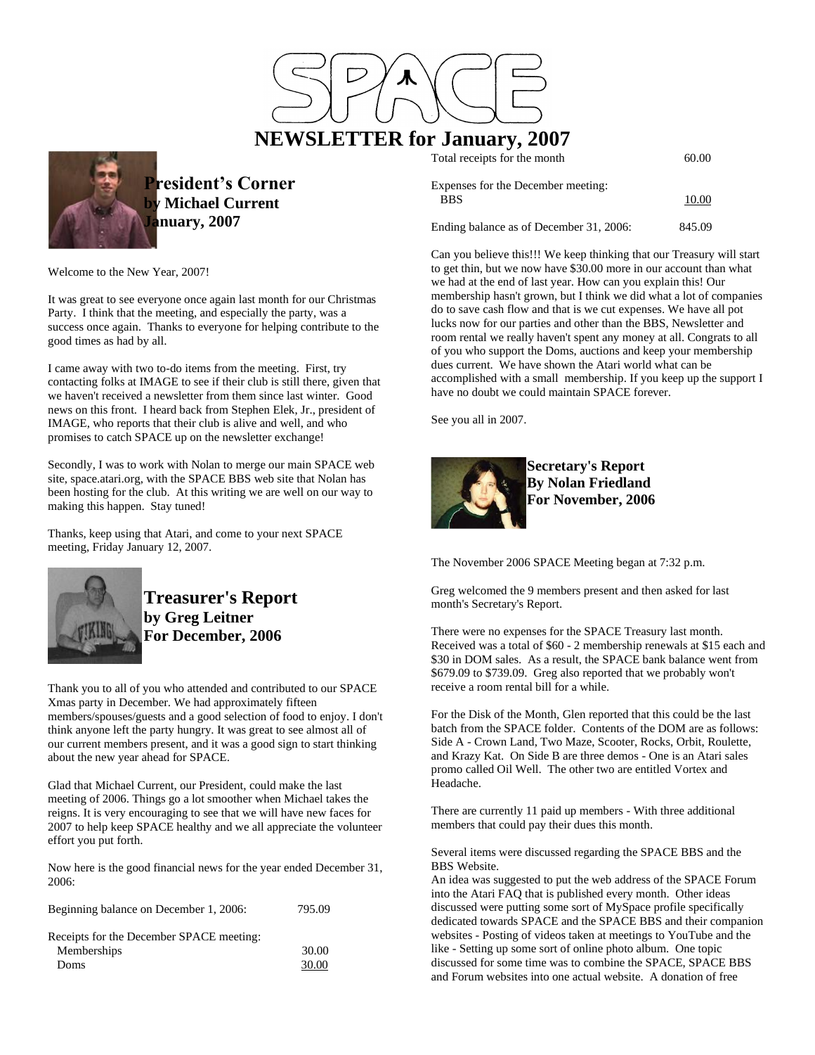# SPACE

# NEWSLETTER for January, 2007

## President's Corner
**by Michael Current**
**January, 2007**

Welcome to the New Year, 2007!

It was great to see everyone once again last month for our Christmas Party. I think that the meeting, and especially the party, was a success once again. Thanks to everyone for helping contribute to the good times as had by all.

I came away with two to-do items from the meeting. First, try contacting folks at IMAGE to see if their club is still there, given that we haven't received a newsletter from them since last winter. Good news on this front. I heard back from Stephen Elek, Jr., president of IMAGE, who reports that their club is alive and well, and who promises to catch SPACE up on the newsletter exchange!

Secondly, I was to work with Nolan to merge our main SPACE web site, space.atari.org, with the SPACE BBS web site that Nolan has been hosting for the club. At this writing we are well on our way to making this happen. Stay tuned!

Thanks, keep using that Atari, and come to your next SPACE meeting, Friday January 12, 2007.

## Treasurer's Report
**by Greg Leitner**
**For December, 2006**

Thank you to all of you who attended and contributed to our SPACE Xmas party in December. We had approximately fifteen members/spouses/guests and a good selection of food to enjoy. I don't think anyone left the party hungry. It was great to see almost all of our current members present, and it was a good sign to start thinking about the new year ahead for SPACE.

Glad that Michael Current, our President, could make the last meeting of 2006. Things go a lot smoother when Michael takes the reigns. It is very encouraging to see that we will have new faces for 2007 to help keep SPACE healthy and we all appreciate the volunteer effort you put forth.

Now here is the good financial news for the year ended December 31, 2006:

| | |
|---|---|
| Beginning balance on December 1, 2006: | 795.09 |
| Receipts for the December SPACE meeting: | |
| Memberships | 30.00 |
| Doms | 30.00 |
| Total receipts for the month | 60.00 |
| Expenses for the December meeting: | |
| BBS | 10.00 |
| Ending balance as of December 31, 2006: | 845.09 |

Can you believe this!!! We keep thinking that our Treasury will start to get thin, but we now have $30.00 more in our account than what we had at the end of last year. How can you explain this! Our membership hasn't grown, but I think we did what a lot of companies do to save cash flow and that is we cut expenses. We have all pot lucks now for our parties and other than the BBS, Newsletter and room rental we really haven't spent any money at all. Congrats to all of you who support the Doms, auctions and keep your membership dues current. We have shown the Atari world what can be accomplished with a small membership. If you keep up the support I have no doubt we could maintain SPACE forever.

See you all in 2007.

## Secretary's Report
**By Nolan Friedland**
**For November, 2006**

The November 2006 SPACE Meeting began at 7:32 p.m.

Greg welcomed the 9 members present and then asked for last month's Secretary's Report.

There were no expenses for the SPACE Treasury last month. Received was a total of $60 - 2 membership renewals at $15 each and $30 in DOM sales. As a result, the SPACE bank balance went from $679.09 to $739.09. Greg also reported that we probably won't receive a room rental bill for a while.

For the Disk of the Month, Glen reported that this could be the last batch from the SPACE folder. Contents of the DOM are as follows: Side A - Crown Land, Two Maze, Scooter, Rocks, Orbit, Roulette, and Krazy Kat. On Side B are three demos - One is an Atari sales promo called Oil Well. The other two are entitled Vortex and Headache.

There are currently 11 paid up members - With three additional members that could pay their dues this month.

Several items were discussed regarding the SPACE BBS and the BBS Website.
An idea was suggested to put the web address of the SPACE Forum into the Atari FAQ that is published every month. Other ideas discussed were putting some sort of MySpace profile specifically dedicated towards SPACE and the SPACE BBS and their companion websites - Posting of videos taken at meetings to YouTube and the like - Setting up some sort of online photo album. One topic discussed for some time was to combine the SPACE, SPACE BBS and Forum websites into one actual website. A donation of free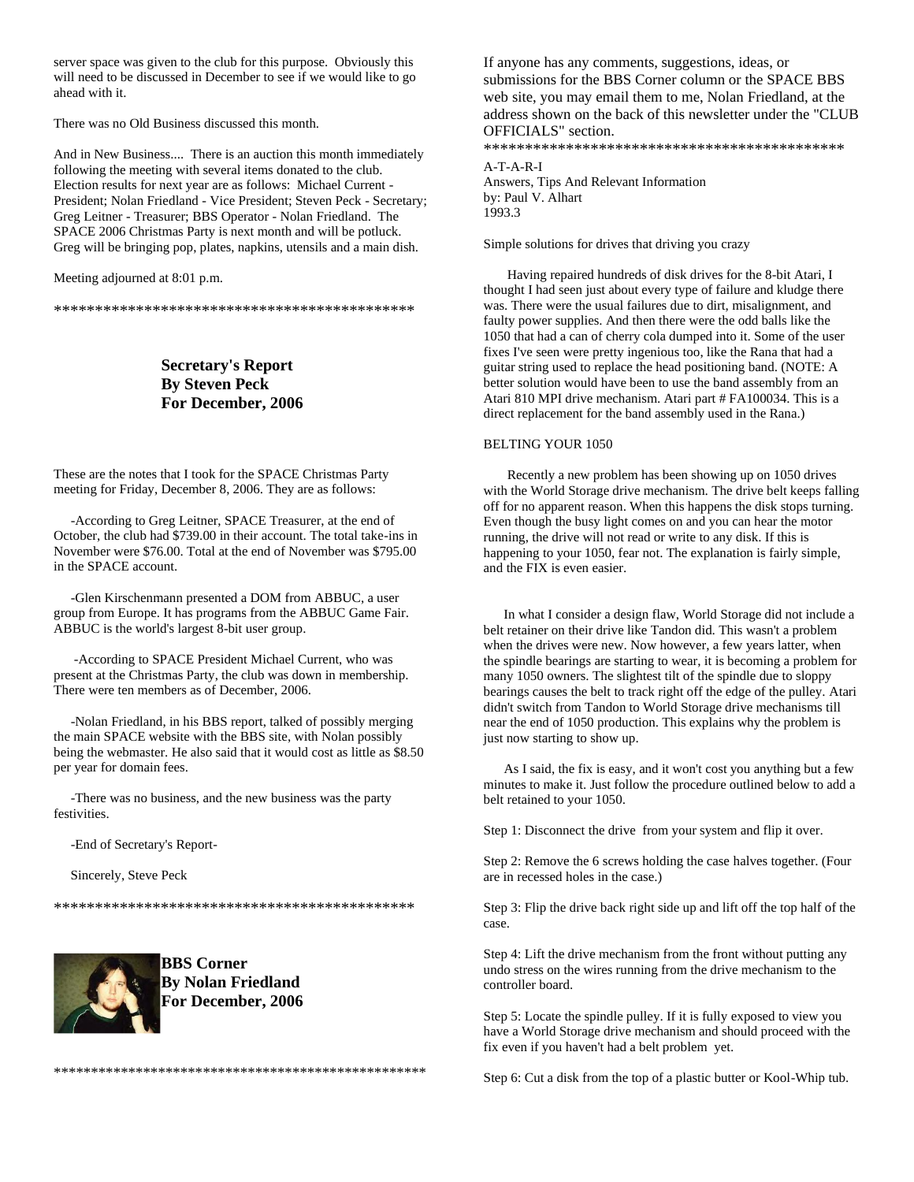server space was given to the club for this purpose. Obviously this will need to be discussed in December to see if we would like to go ahead with it.

There was no Old Business discussed this month.

And in New Business.... There is an auction this month immediately following the meeting with several items donated to the club. Election results for next year are as follows: Michael Current - President; Nolan Friedland - Vice President; Steven Peck - Secretary; Greg Leitner - Treasurer; BBS Operator - Nolan Friedland. The SPACE 2006 Christmas Party is next month and will be potluck. Greg will be bringing pop, plates, napkins, utensils and a main dish.

Meeting adjourned at 8:01 p.m.

*********************************************

### Secretary's Report
### By Steven Peck
### For December, 2006

These are the notes that I took for the SPACE Christmas Party meeting for Friday, December 8, 2006. They are as follows:

-According to Greg Leitner, SPACE Treasurer, at the end of October, the club had $739.00 in their account. The total take-ins in November were $76.00. Total at the end of November was $795.00 in the SPACE account.

-Glen Kirschenmann presented a DOM from ABBUC, a user group from Europe. It has programs from the ABBUC Game Fair. ABBUC is the world's largest 8-bit user group.

-According to SPACE President Michael Current, who was present at the Christmas Party, the club was down in membership. There were ten members as of December, 2006.

-Nolan Friedland, in his BBS report, talked of possibly merging the main SPACE website with the BBS site, with Nolan possibly being the webmaster. He also said that it would cost as little as $8.50 per year for domain fees.

-There was no business, and the new business was the party festivities.

-End of Secretary's Report-

Sincerely, Steve Peck

*********************************************

### BBS Corner
### By Nolan Friedland
### For December, 2006

**************************************************

If anyone has any comments, suggestions, ideas, or submissions for the BBS Corner column or the SPACE BBS web site, you may email them to me, Nolan Friedland, at the address shown on the back of this newsletter under the "CLUB OFFICIALS" section.

*********************************************

A-T-A-R-I
Answers, Tips And Relevant Information
by: Paul V. Alhart
1993.3

Simple solutions for drives that driving you crazy

Having repaired hundreds of disk drives for the 8-bit Atari, I thought I had seen just about every type of failure and kludge there was. There were the usual failures due to dirt, misalignment, and faulty power supplies. And then there were the odd balls like the 1050 that had a can of cherry cola dumped into it. Some of the user fixes I've seen were pretty ingenious too, like the Rana that had a guitar string used to replace the head positioning band. (NOTE: A better solution would have been to use the band assembly from an Atari 810 MPI drive mechanism. Atari part # FA100034. This is a direct replacement for the band assembly used in the Rana.)

BELTING YOUR 1050

Recently a new problem has been showing up on 1050 drives with the World Storage drive mechanism. The drive belt keeps falling off for no apparent reason. When this happens the disk stops turning. Even though the busy light comes on and you can hear the motor running, the drive will not read or write to any disk. If this is happening to your 1050, fear not. The explanation is fairly simple, and the FIX is even easier.

In what I consider a design flaw, World Storage did not include a belt retainer on their drive like Tandon did. This wasn't a problem when the drives were new. Now however, a few years latter, when the spindle bearings are starting to wear, it is becoming a problem for many 1050 owners. The slightest tilt of the spindle due to sloppy bearings causes the belt to track right off the edge of the pulley. Atari didn't switch from Tandon to World Storage drive mechanisms till near the end of 1050 production. This explains why the problem is just now starting to show up.

As I said, the fix is easy, and it won't cost you anything but a few minutes to make it. Just follow the procedure outlined below to add a belt retained to your 1050.

Step 1: Disconnect the drive from your system and flip it over.

Step 2: Remove the 6 screws holding the case halves together. (Four are in recessed holes in the case.)

Step 3: Flip the drive back right side up and lift off the top half of the case.

Step 4: Lift the drive mechanism from the front without putting any undo stress on the wires running from the drive mechanism to the controller board.

Step 5: Locate the spindle pulley. If it is fully exposed to view you have a World Storage drive mechanism and should proceed with the fix even if you haven't had a belt problem yet.

Step 6: Cut a disk from the top of a plastic butter or Kool-Whip tub.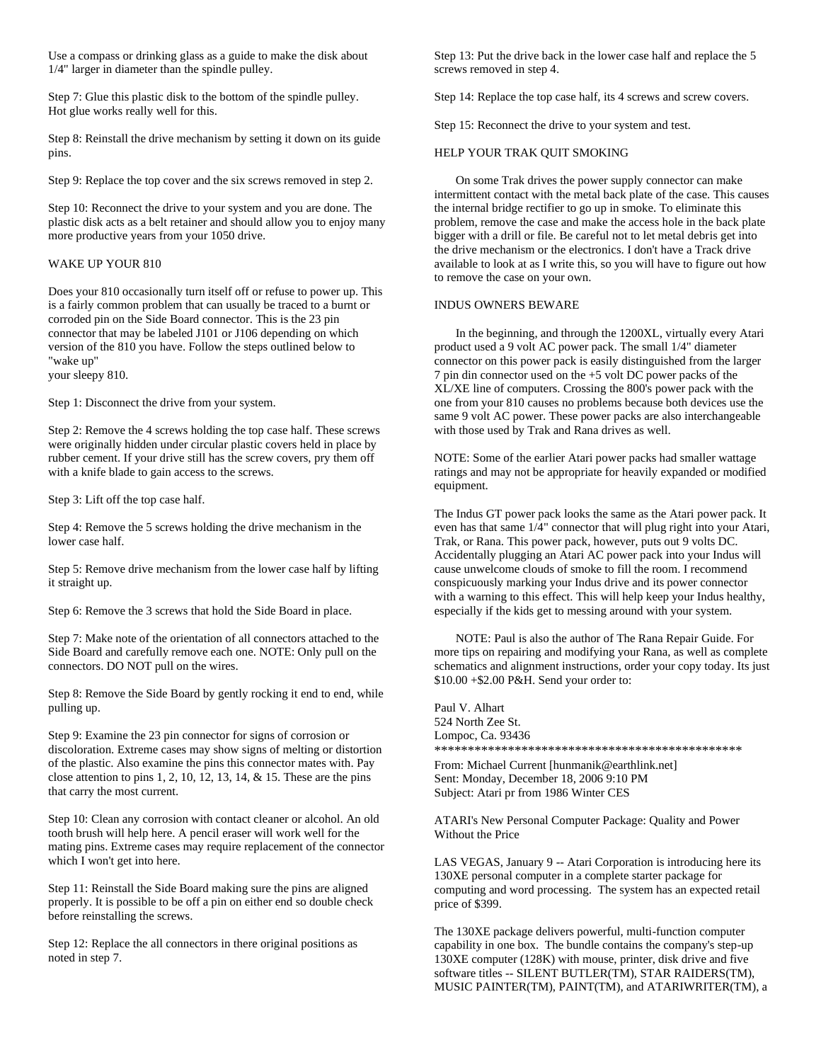Use a compass or drinking glass as a guide to make the disk about 1/4" larger in diameter than the spindle pulley.

Step 7: Glue this plastic disk to the bottom of the spindle pulley. Hot glue works really well for this.

Step 8: Reinstall the drive mechanism by setting it down on its guide pins.

Step 9: Replace the top cover and the six screws removed in step 2.

Step 10: Reconnect the drive to your system and you are done. The plastic disk acts as a belt retainer and should allow you to enjoy many more productive years from your 1050 drive.

WAKE UP YOUR 810

Does your 810 occasionally turn itself off or refuse to power up. This is a fairly common problem that can usually be traced to a burnt or corroded pin on the Side Board connector. This is the 23 pin connector that may be labeled J101 or J106 depending on which version of the 810 you have. Follow the steps outlined below to "wake up"
your sleepy 810.

Step 1: Disconnect the drive from your system.

Step 2: Remove the 4 screws holding the top case half. These screws were originally hidden under circular plastic covers held in place by rubber cement. If your drive still has the screw covers, pry them off with a knife blade to gain access to the screws.

Step 3: Lift off the top case half.

Step 4: Remove the 5 screws holding the drive mechanism in the lower case half.

Step 5: Remove drive mechanism from the lower case half by lifting it straight up.

Step 6: Remove the 3 screws that hold the Side Board in place.

Step 7: Make note of the orientation of all connectors attached to the Side Board and carefully remove each one. NOTE: Only pull on the connectors. DO NOT pull on the wires.

Step 8: Remove the Side Board by gently rocking it end to end, while pulling up.

Step 9: Examine the 23 pin connector for signs of corrosion or discoloration. Extreme cases may show signs of melting or distortion of the plastic. Also examine the pins this connector mates with. Pay close attention to pins 1, 2, 10, 12, 13, 14, & 15. These are the pins that carry the most current.

Step 10: Clean any corrosion with contact cleaner or alcohol. An old tooth brush will help here. A pencil eraser will work well for the mating pins. Extreme cases may require replacement of the connector which I won't get into here.

Step 11: Reinstall the Side Board making sure the pins are aligned properly. It is possible to be off a pin on either end so double check before reinstalling the screws.

Step 12: Replace the all connectors in there original positions as noted in step 7.

Step 13: Put the drive back in the lower case half and replace the 5 screws removed in step 4.

Step 14: Replace the top case half, its 4 screws and screw covers.

Step 15: Reconnect the drive to your system and test.

HELP YOUR TRAK QUIT SMOKING

On some Trak drives the power supply connector can make intermittent contact with the metal back plate of the case. This causes the internal bridge rectifier to go up in smoke. To eliminate this problem, remove the case and make the access hole in the back plate bigger with a drill or file. Be careful not to let metal debris get into the drive mechanism or the electronics. I don't have a Track drive available to look at as I write this, so you will have to figure out how to remove the case on your own.

INDUS OWNERS BEWARE

In the beginning, and through the 1200XL, virtually every Atari product used a 9 volt AC power pack. The small 1/4" diameter connector on this power pack is easily distinguished from the larger 7 pin din connector used on the +5 volt DC power packs of the XL/XE line of computers. Crossing the 800's power pack with the one from your 810 causes no problems because both devices use the same 9 volt AC power. These power packs are also interchangeable with those used by Trak and Rana drives as well.

NOTE: Some of the earlier Atari power packs had smaller wattage ratings and may not be appropriate for heavily expanded or modified equipment.

The Indus GT power pack looks the same as the Atari power pack. It even has that same 1/4" connector that will plug right into your Atari, Trak, or Rana. This power pack, however, puts out 9 volts DC. Accidentally plugging an Atari AC power pack into your Indus will cause unwelcome clouds of smoke to fill the room. I recommend conspicuously marking your Indus drive and its power connector with a warning to this effect. This will help keep your Indus healthy, especially if the kids get to messing around with your system.

NOTE: Paul is also the author of The Rana Repair Guide. For more tips on repairing and modifying your Rana, as well as complete schematics and alignment instructions, order your copy today. Its just $10.00 +$2.00 P&H. Send your order to:

Paul V. Alhart
524 North Zee St.
Lompoc, Ca. 93436
**********************************************

From: Michael Current [hunmanik@earthlink.net]
Sent: Monday, December 18, 2006 9:10 PM
Subject: Atari pr from 1986 Winter CES

ATARI's New Personal Computer Package: Quality and Power Without the Price

LAS VEGAS, January 9 -- Atari Corporation is introducing here its 130XE personal computer in a complete starter package for computing and word processing. The system has an expected retail price of $399.

The 130XE package delivers powerful, multi-function computer capability in one box. The bundle contains the company's step-up 130XE computer (128K) with mouse, printer, disk drive and five software titles -- SILENT BUTLER(TM), STAR RAIDERS(TM), MUSIC PAINTER(TM), PAINT(TM), and ATARIWRITER(TM), a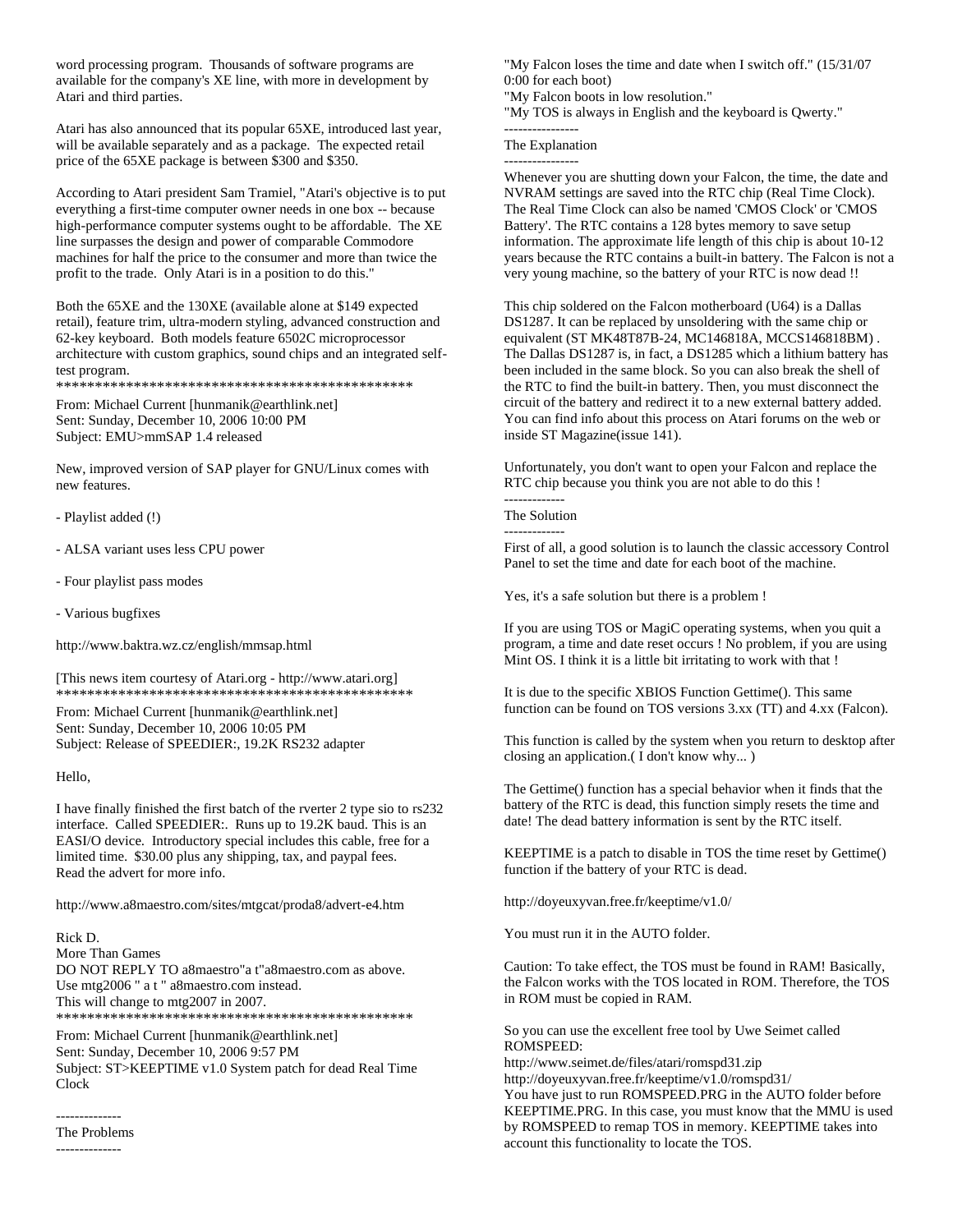word processing program. Thousands of software programs are available for the company's XE line, with more in development by Atari and third parties.

Atari has also announced that its popular 65XE, introduced last year, will be available separately and as a package. The expected retail price of the 65XE package is between $300 and $350.

According to Atari president Sam Tramiel, "Atari's objective is to put everything a first-time computer owner needs in one box -- because high-performance computer systems ought to be affordable. The XE line surpasses the design and power of comparable Commodore machines for half the price to the consumer and more than twice the profit to the trade. Only Atari is in a position to do this."

Both the 65XE and the 130XE (available alone at $149 expected retail), feature trim, ultra-modern styling, advanced construction and 62-key keyboard. Both models feature 6502C microprocessor architecture with custom graphics, sound chips and an integrated self-test program.
************************************************

From: Michael Current [hunmanik@earthlink.net]
Sent: Sunday, December 10, 2006 10:00 PM
Subject: EMU>mmSAP 1.4 released

New, improved version of SAP player for GNU/Linux comes with new features.

- Playlist added (!)

- ALSA variant uses less CPU power

- Four playlist pass modes

- Various bugfixes

http://www.baktra.wz.cz/english/mmsap.html

[This news item courtesy of Atari.org - http://www.atari.org]
************************************************

From: Michael Current [hunmanik@earthlink.net]
Sent: Sunday, December 10, 2006 10:05 PM
Subject: Release of SPEEDIER:, 19.2K RS232 adapter

Hello,

I have finally finished the first batch of the rverter 2 type sio to rs232 interface. Called SPEEDIER:. Runs up to 19.2K baud. This is an EASI/O device. Introductory special includes this cable, free for a limited time. $30.00 plus any shipping, tax, and paypal fees. Read the advert for more info.

http://www.a8maestro.com/sites/mtgcat/proda8/advert-e4.htm

Rick D.
More Than Games
DO NOT REPLY TO a8maestro"a t"a8maestro.com as above.
Use mtg2006 " a t " a8maestro.com instead.
This will change to mtg2007 in 2007.
************************************************

From: Michael Current [hunmanik@earthlink.net]
Sent: Sunday, December 10, 2006 9:57 PM
Subject: ST>KEEPTIME v1.0 System patch for dead Real Time Clock

--------------
The Problems
--------------

"My Falcon loses the time and date when I switch off." (15/31/07 0:00 for each boot)
"My Falcon boots in low resolution."
"My TOS is always in English and the keyboard is Qwerty."

----------------
The Explanation
----------------

Whenever you are shutting down your Falcon, the time, the date and NVRAM settings are saved into the RTC chip (Real Time Clock). The Real Time Clock can also be named 'CMOS Clock' or 'CMOS Battery'. The RTC contains a 128 bytes memory to save setup information. The approximate life length of this chip is about 10-12 years because the RTC contains a built-in battery. The Falcon is not a very young machine, so the battery of your RTC is now dead !!

This chip soldered on the Falcon motherboard (U64) is a Dallas DS1287. It can be replaced by unsoldering with the same chip or equivalent (ST MK48T87B-24, MC146818A, MCCS146818BM) . The Dallas DS1287 is, in fact, a DS1285 which a lithium battery has been included in the same block. So you can also break the shell of the RTC to find the built-in battery. Then, you must disconnect the circuit of the battery and redirect it to a new external battery added. You can find info about this process on Atari forums on the web or inside ST Magazine(issue 141).

Unfortunately, you don't want to open your Falcon and replace the RTC chip because you think you are not able to do this !

-------------
The Solution
-------------

First of all, a good solution is to launch the classic accessory Control Panel to set the time and date for each boot of the machine.

Yes, it's a safe solution but there is a problem !

If you are using TOS or MagiC operating systems, when you quit a program, a time and date reset occurs ! No problem, if you are using Mint OS. I think it is a little bit irritating to work with that !

It is due to the specific XBIOS Function Gettime(). This same function can be found on TOS versions 3.xx (TT) and 4.xx (Falcon).

This function is called by the system when you return to desktop after closing an application.( I don't know why... )

The Gettime() function has a special behavior when it finds that the battery of the RTC is dead, this function simply resets the time and date! The dead battery information is sent by the RTC itself.

KEEPTIME is a patch to disable in TOS the time reset by Gettime() function if the battery of your RTC is dead.

http://doyeuxyvan.free.fr/keeptime/v1.0/

You must run it in the AUTO folder.

Caution: To take effect, the TOS must be found in RAM! Basically, the Falcon works with the TOS located in ROM. Therefore, the TOS in ROM must be copied in RAM.

So you can use the excellent free tool by Uwe Seimet called ROMSPEED:
http://www.seimet.de/files/atari/romspd31.zip
http://doyeuxyvan.free.fr/keeptime/v1.0/romspd31/
You have just to run ROMSPEED.PRG in the AUTO folder before KEEPTIME.PRG. In this case, you must know that the MMU is used by ROMSPEED to remap TOS in memory. KEEPTIME takes into account this functionality to locate the TOS.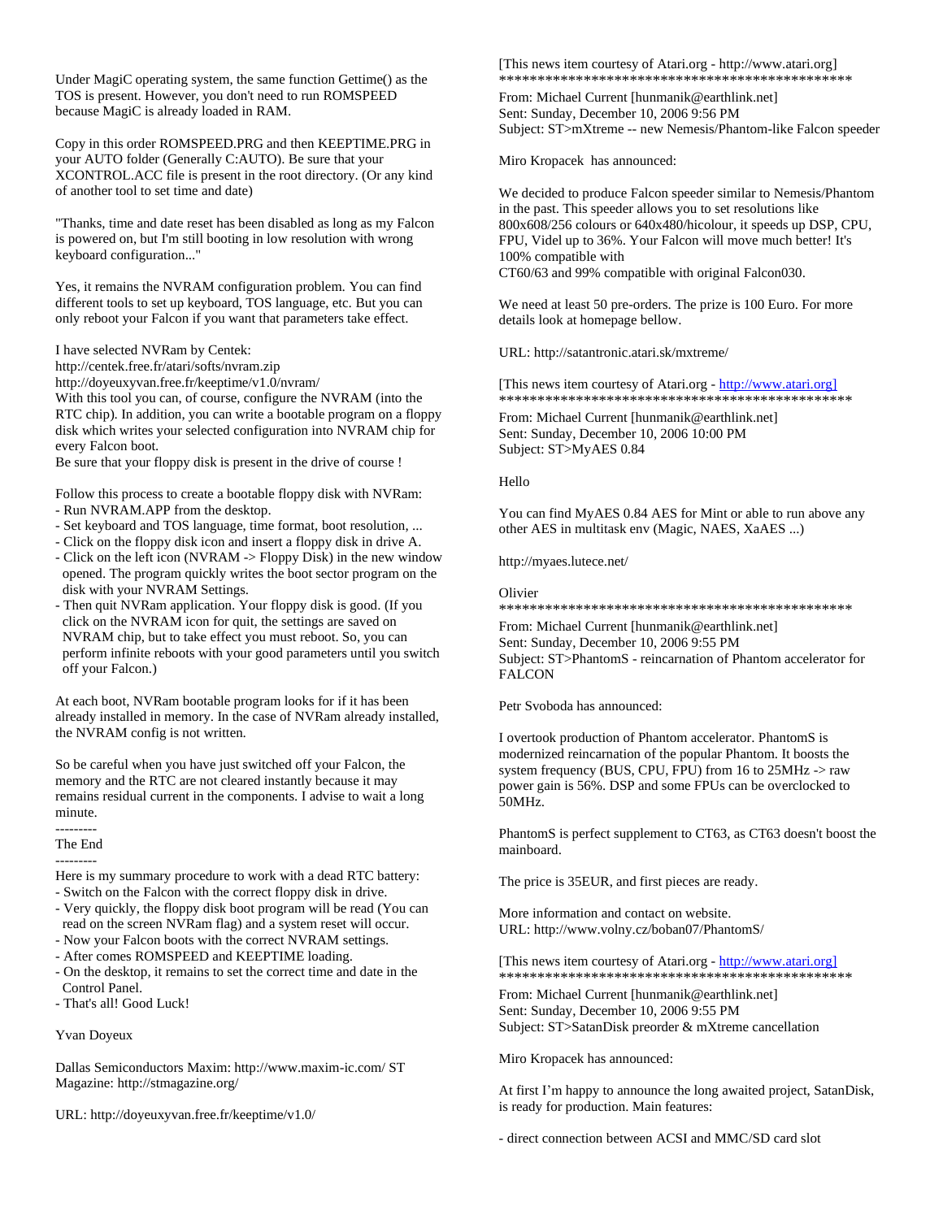Under MagiC operating system, the same function Gettime() as the TOS is present. However, you don't need to run ROMSPEED because MagiC is already loaded in RAM.

Copy in this order ROMSPEED.PRG and then KEEPTIME.PRG in your AUTO folder (Generally C:AUTO). Be sure that your XCONTROL.ACC file is present in the root directory. (Or any kind of another tool to set time and date)

"Thanks, time and date reset has been disabled as long as my Falcon is powered on, but I'm still booting in low resolution with wrong keyboard configuration..."

Yes, it remains the NVRAM configuration problem. You can find different tools to set up keyboard, TOS language, etc. But you can only reboot your Falcon if you want that parameters take effect.

I have selected NVRam by Centek:
http://centek.free.fr/atari/softs/nvram.zip
http://doyeuxyvan.free.fr/keeptime/v1.0/nvram/
With this tool you can, of course, configure the NVRAM (into the RTC chip). In addition, you can write a bootable program on a floppy disk which writes your selected configuration into NVRAM chip for every Falcon boot.
Be sure that your floppy disk is present in the drive of course !

Follow this process to create a bootable floppy disk with NVRam:
- Run NVRAM.APP from the desktop.
- Set keyboard and TOS language, time format, boot resolution, ...
- Click on the floppy disk icon and insert a floppy disk in drive A.
- Click on the left icon (NVRAM -> Floppy Disk) in the new window opened. The program quickly writes the boot sector program on the disk with your NVRAM Settings.
- Then quit NVRam application. Your floppy disk is good. (If you click on the NVRAM icon for quit, the settings are saved on NVRAM chip, but to take effect you must reboot. So, you can perform infinite reboots with your good parameters until you switch off your Falcon.)

At each boot, NVRam bootable program looks for if it has been already installed in memory. In the case of NVRam already installed, the NVRAM config is not written.

So be careful when you have just switched off your Falcon, the memory and the RTC are not cleared instantly because it may remains residual current in the components. I advise to wait a long minute.

---------
The End
---------

Here is my summary procedure to work with a dead RTC battery:
- Switch on the Falcon with the correct floppy disk in drive.
- Very quickly, the floppy disk boot program will be read (You can read on the screen NVRam flag) and a system reset will occur.
- Now your Falcon boots with the correct NVRAM settings.
- After comes ROMSPEED and KEEPTIME loading.
- On the desktop, it remains to set the correct time and date in the Control Panel.
- That's all! Good Luck!

Yvan Doyeux

Dallas Semiconductors Maxim: http://www.maxim-ic.com/ ST Magazine: http://stmagazine.org/

URL: http://doyeuxyvan.free.fr/keeptime/v1.0/

[This news item courtesy of Atari.org - http://www.atari.org]
************************************************

From: Michael Current [hunmanik@earthlink.net]
Sent: Sunday, December 10, 2006 9:56 PM
Subject: ST>mXtreme -- new Nemesis/Phantom-like Falcon speeder

Miro Kropacek has announced:

We decided to produce Falcon speeder similar to Nemesis/Phantom in the past. This speeder allows you to set resolutions like 800x608/256 colours or 640x480/hicolour, it speeds up DSP, CPU, FPU, Videl up to 36%. Your Falcon will move much better! It's 100% compatible with
CT60/63 and 99% compatible with original Falcon030.

We need at least 50 pre-orders. The prize is 100 Euro. For more details look at homepage bellow.

URL: http://satantronic.atari.sk/mxtreme/

[This news item courtesy of Atari.org - http://www.atari.org]
************************************************

From: Michael Current [hunmanik@earthlink.net]
Sent: Sunday, December 10, 2006 10:00 PM
Subject: ST>MyAES 0.84

Hello

You can find MyAES 0.84 AES for Mint or able to run above any other AES in multitask env (Magic, NAES, XaAES ...)

http://myaes.lutece.net/

Olivier
************************************************

From: Michael Current [hunmanik@earthlink.net]
Sent: Sunday, December 10, 2006 9:55 PM
Subject: ST>PhantomS - reincarnation of Phantom accelerator for FALCON

Petr Svoboda has announced:

I overtook production of Phantom accelerator. PhantomS is modernized reincarnation of the popular Phantom. It boosts the system frequency (BUS, CPU, FPU) from 16 to 25MHz -> raw power gain is 56%. DSP and some FPUs can be overclocked to 50MHz.

PhantomS is perfect supplement to CT63, as CT63 doesn't boost the mainboard.

The price is 35EUR, and first pieces are ready.

More information and contact on website.
URL: http://www.volny.cz/boban07/PhantomS/

[This news item courtesy of Atari.org - http://www.atari.org]
************************************************

From: Michael Current [hunmanik@earthlink.net]
Sent: Sunday, December 10, 2006 9:55 PM
Subject: ST>SatanDisk preorder & mXtreme cancellation

Miro Kropacek has announced:

At first I'm happy to announce the long awaited project, SatanDisk, is ready for production. Main features:

- direct connection between ACSI and MMC/SD card slot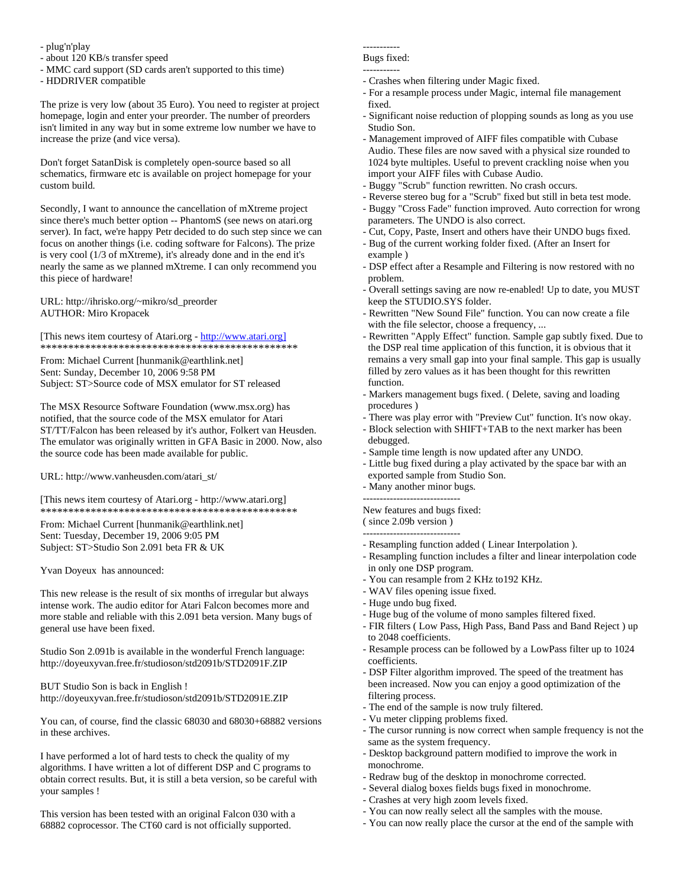- plug'n'play
- about 120 KB/s transfer speed
- MMC card support (SD cards aren't supported to this time)
- HDDRIVER compatible

The prize is very low (about 35 Euro). You need to register at project homepage, login and enter your preorder. The number of preorders isn't limited in any way but in some extreme low number we have to increase the prize (and vice versa).

Don't forget SatanDisk is completely open-source based so all schematics, firmware etc is available on project homepage for your custom build.

Secondly, I want to announce the cancellation of mXtreme project since there's much better option -- PhantomS (see news on atari.org server). In fact, we're happy Petr decided to do such step since we can focus on another things (i.e. coding software for Falcons). The prize is very cool (1/3 of mXtreme), it's already done and in the end it's nearly the same as we planned mXtreme. I can only recommend you this piece of hardware!

URL: http://ihrisko.org/~mikro/sd_preorder
AUTHOR: Miro Kropacek

[This news item courtesy of Atari.org - http://www.atari.org]
************************************************

From: Michael Current [hunmanik@earthlink.net]
Sent: Sunday, December 10, 2006 9:58 PM
Subject: ST>Source code of MSX emulator for ST released

The MSX Resource Software Foundation (www.msx.org) has notified, that the source code of the MSX emulator for Atari ST/TT/Falcon has been released by it's author, Folkert van Heusden. The emulator was originally written in GFA Basic in 2000. Now, also the source code has been made available for public.

URL: http://www.vanheusden.com/atari_st/

[This news item courtesy of Atari.org - http://www.atari.org]
************************************************

From: Michael Current [hunmanik@earthlink.net]
Sent: Tuesday, December 19, 2006 9:05 PM
Subject: ST>Studio Son 2.091 beta FR & UK

Yvan Doyeux has announced:

This new release is the result of six months of irregular but always intense work. The audio editor for Atari Falcon becomes more and more stable and reliable with this 2.091 beta version. Many bugs of general use have been fixed.

Studio Son 2.091b is available in the wonderful French language:
http://doyeuxyvan.free.fr/studioson/std2091b/STD2091F.ZIP

BUT Studio Son is back in English !
http://doyeuxyvan.free.fr/studioson/std2091b/STD2091E.ZIP

You can, of course, find the classic 68030 and 68030+68882 versions in these archives.

I have performed a lot of hard tests to check the quality of my algorithms. I have written a lot of different DSP and C programs to obtain correct results. But, it is still a beta version, so be careful with your samples !

This version has been tested with an original Falcon 030 with a 68882 coprocessor. The CT60 card is not officially supported.

-----------
Bugs fixed:
-----------
- Crashes when filtering under Magic fixed.
- For a resample process under Magic, internal file management fixed.
- Significant noise reduction of plopping sounds as long as you use Studio Son.
- Management improved of AIFF files compatible with Cubase Audio. These files are now saved with a physical size rounded to 1024 byte multiples. Useful to prevent crackling noise when you import your AIFF files with Cubase Audio.
- Buggy "Scrub" function rewritten. No crash occurs.
- Reverse stereo bug for a "Scrub" fixed but still in beta test mode.
- Buggy "Cross Fade" function improved. Auto correction for wrong parameters. The UNDO is also correct.
- Cut, Copy, Paste, Insert and others have their UNDO bugs fixed.
- Bug of the current working folder fixed. (After an Insert for example )
- DSP effect after a Resample and Filtering is now restored with no problem.
- Overall settings saving are now re-enabled! Up to date, you MUST keep the STUDIO.SYS folder.
- Rewritten "New Sound File" function. You can now create a file with the file selector, choose a frequency, ...
- Rewritten "Apply Effect" function. Sample gap subtly fixed. Due to the DSP real time application of this function, it is obvious that it remains a very small gap into your final sample. This gap is usually filled by zero values as it has been thought for this rewritten function.
- Markers management bugs fixed. ( Delete, saving and loading procedures )
- There was play error with "Preview Cut" function. It's now okay.
- Block selection with SHIFT+TAB to the next marker has been debugged.
- Sample time length is now updated after any UNDO.
- Little bug fixed during a play activated by the space bar with an exported sample from Studio Son.
- Many another minor bugs.

-----------------------------
New features and bugs fixed:
( since 2.09b version )
-----------------------------
- Resampling function added ( Linear Interpolation ).
- Resampling function includes a filter and linear interpolation code in only one DSP program.
- You can resample from 2 KHz to192 KHz.
- WAV files opening issue fixed.
- Huge undo bug fixed.
- Huge bug of the volume of mono samples filtered fixed.
- FIR filters ( Low Pass, High Pass, Band Pass and Band Reject ) up to 2048 coefficients.
- Resample process can be followed by a LowPass filter up to 1024 coefficients.
- DSP Filter algorithm improved. The speed of the treatment has been increased. Now you can enjoy a good optimization of the filtering process.
- The end of the sample is now truly filtered.
- Vu meter clipping problems fixed.
- The cursor running is now correct when sample frequency is not the same as the system frequency.
- Desktop background pattern modified to improve the work in monochrome.
- Redraw bug of the desktop in monochrome corrected.
- Several dialog boxes fields bugs fixed in monochrome.
- Crashes at very high zoom levels fixed.
- You can now really select all the samples with the mouse.
- You can now really place the cursor at the end of the sample with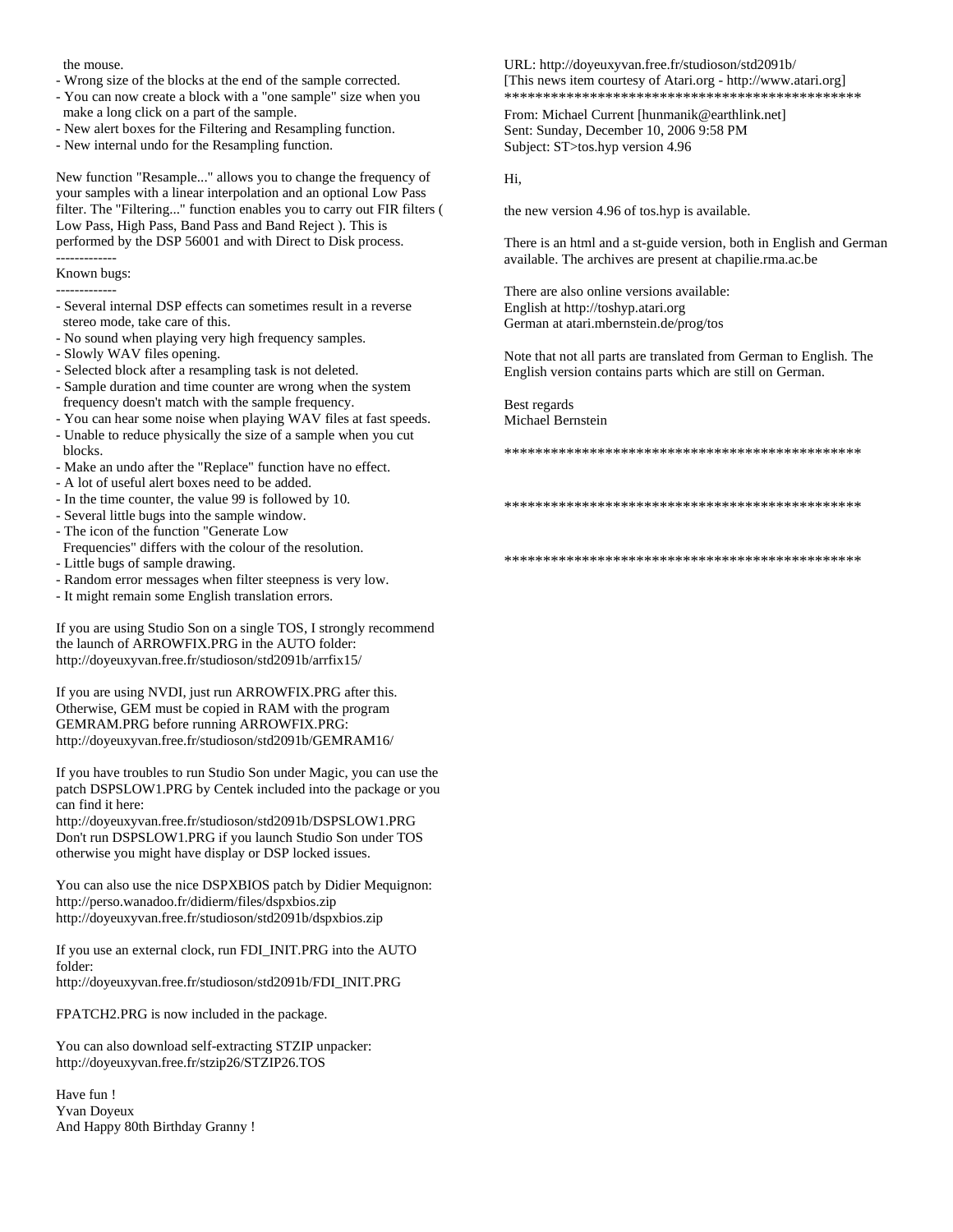the mouse.

- Wrong size of the blocks at the end of the sample corrected.
- You can now create a block with a "one sample" size when you make a long click on a part of the sample.
- New alert boxes for the Filtering and Resampling function.
- New internal undo for the Resampling function.

New function "Resample..." allows you to change the frequency of your samples with a linear interpolation and an optional Low Pass filter. The "Filtering..." function enables you to carry out FIR filters ( Low Pass, High Pass, Band Pass and Band Reject ). This is performed by the DSP 56001 and with Direct to Disk process.

-------------
Known bugs:
-------------

- Several internal DSP effects can sometimes result in a reverse stereo mode, take care of this.
- No sound when playing very high frequency samples.
- Slowly WAV files opening.
- Selected block after a resampling task is not deleted.
- Sample duration and time counter are wrong when the system frequency doesn't match with the sample frequency.
- You can hear some noise when playing WAV files at fast speeds.
- Unable to reduce physically the size of a sample when you cut blocks.
- Make an undo after the "Replace" function have no effect.
- A lot of useful alert boxes need to be added.
- In the time counter, the value 99 is followed by 10.
- Several little bugs into the sample window.
- The icon of the function "Generate Low Frequencies" differs with the colour of the resolution.
- Little bugs of sample drawing.
- Random error messages when filter steepness is very low.
- It might remain some English translation errors.

If you are using Studio Son on a single TOS, I strongly recommend the launch of ARROWFIX.PRG in the AUTO folder:
http://doyeuxyvan.free.fr/studioson/std2091b/arrfix15/

If you are using NVDI, just run ARROWFIX.PRG after this. Otherwise, GEM must be copied in RAM with the program GEMRAM.PRG before running ARROWFIX.PRG:
http://doyeuxyvan.free.fr/studioson/std2091b/GEMRAM16/

If you have troubles to run Studio Son under Magic, you can use the patch DSPSLOW1.PRG by Centek included into the package or you can find it here:
http://doyeuxyvan.free.fr/studioson/std2091b/DSPSLOW1.PRG
Don't run DSPSLOW1.PRG if you launch Studio Son under TOS otherwise you might have display or DSP locked issues.

You can also use the nice DSPXBIOS patch by Didier Mequignon:
http://perso.wanadoo.fr/didierm/files/dspxbios.zip
http://doyeuxyvan.free.fr/studioson/std2091b/dspxbios.zip

If you use an external clock, run FDI_INIT.PRG into the AUTO folder:
http://doyeuxyvan.free.fr/studioson/std2091b/FDI_INIT.PRG

FPATCH2.PRG is now included in the package.

You can also download self-extracting STZIP unpacker:
http://doyeuxyvan.free.fr/stzip26/STZIP26.TOS

Have fun !
Yvan Doyeux
And Happy 80th Birthday Granny !

URL: http://doyeuxyvan.free.fr/studioson/std2091b/
[This news item courtesy of Atari.org - http://www.atari.org]
***********************************************

From: Michael Current [hunmanik@earthlink.net]
Sent: Sunday, December 10, 2006 9:58 PM
Subject: ST>tos.hyp version 4.96

Hi,

the new version 4.96 of tos.hyp is available.

There is an html and a st-guide version, both in English and German available. The archives are present at chapilie.rma.ac.be

There are also online versions available:
English at http://toshyp.atari.org
German at atari.mbernstein.de/prog/tos

Note that not all parts are translated from German to English. The English version contains parts which are still on German.

Best regards
Michael Bernstein

***********************************************

***********************************************

***********************************************